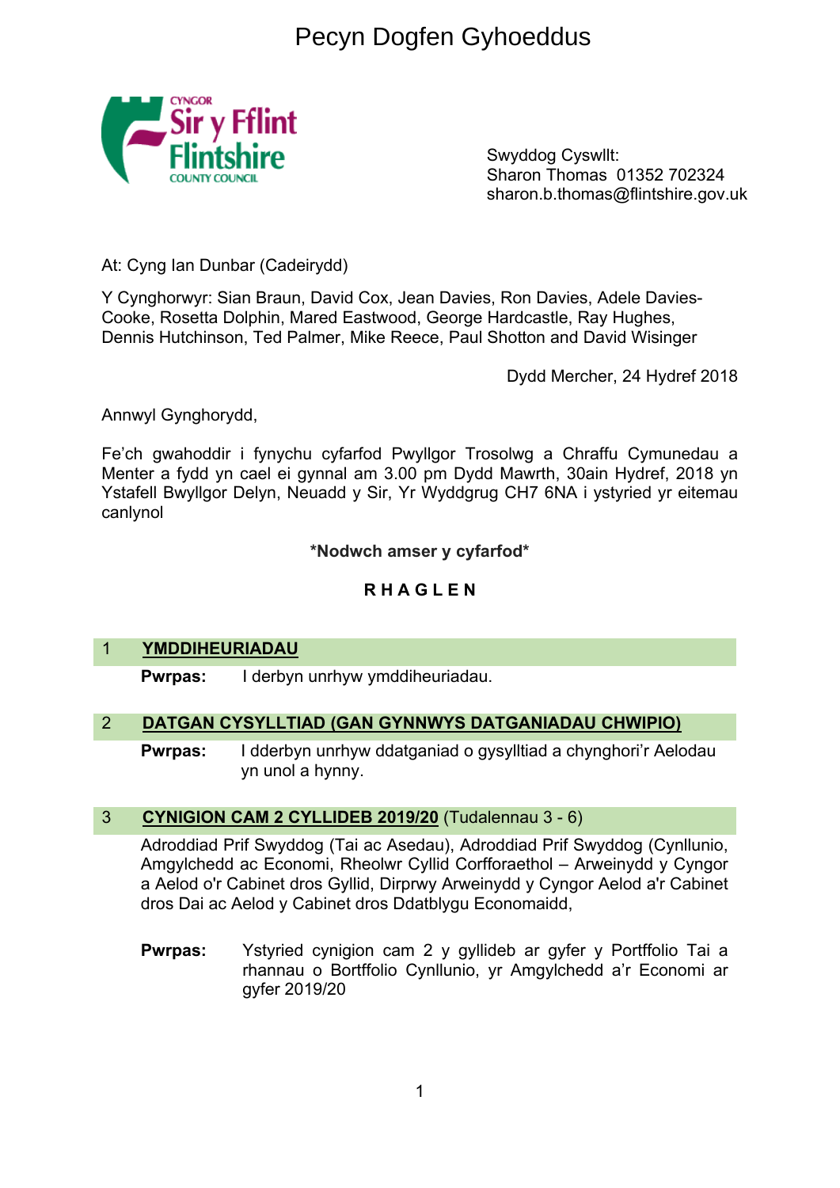# Pecyn Dogfen Gyhoeddus

CYNGOR Sir y Fflint Flintshire COUNTY COUNCIL

Swyddog Cyswllt:
Sharon Thomas 01352 702324
sharon.b.thomas@flintshire.gov.uk

At: Cyng Ian Dunbar (Cadeirydd)

Y Cynghorwyr: Sian Braun, David Cox, Jean Davies, Ron Davies, Adele Davies-Cooke, Rosetta Dolphin, Mared Eastwood, George Hardcastle, Ray Hughes, Dennis Hutchinson, Ted Palmer, Mike Reece, Paul Shotton and David Wisinger

Dydd Mercher, 24 Hydref 2018

Annwyl Gynghorydd,

Fe'ch gwahoddir i fynychu cyfarfod Pwyllgor Trosolwg a Chraffu Cymunedau a Menter a fydd yn cael ei gynnal am 3.00 pm Dydd Mawrth, 30ain Hydref, 2018 yn Ystafell Bwyllgor Delyn, Neuadd y Sir, Yr Wyddgrug CH7 6NA i ystyried yr eitemau canlynol

**\*Nodwch amser y cyfarfod\***

**R H A G L E N**

## 1 YMDDIHEURIADAU

**Pwrpas:** I derbyn unrhyw ymddiheuriadau.

## 2 DATGAN CYSYLLTIAD (GAN GYNNWYS DATGANIADAU CHWIPIO)

**Pwrpas:** I dderbyn unrhyw ddatganiad o gysylltiad a chynghori'r Aelodau yn unol a hynny.

## 3 CYNIGION CAM 2 CYLLIDEB 2019/20 (Tudalennau 3 - 6)

Adroddiad Prif Swyddog (Tai ac Asedau), Adroddiad Prif Swyddog (Cynllunio, Amgylchedd ac Economi, Rheolwr Cyllid Corfforaethol – Arweinydd y Cyngor a Aelod o'r Cabinet dros Gyllid, Dirprwy Arweinydd y Cyngor Aelod a'r Cabinet dros Dai ac Aelod y Cabinet dros Ddatblygu Economaidd,

**Pwrpas:** Ystyried cynigion cam 2 y gyllideb ar gyfer y Portffolio Tai a rhannau o Bortffolio Cynllunio, yr Amgylchedd a'r Economi ar gyfer 2019/20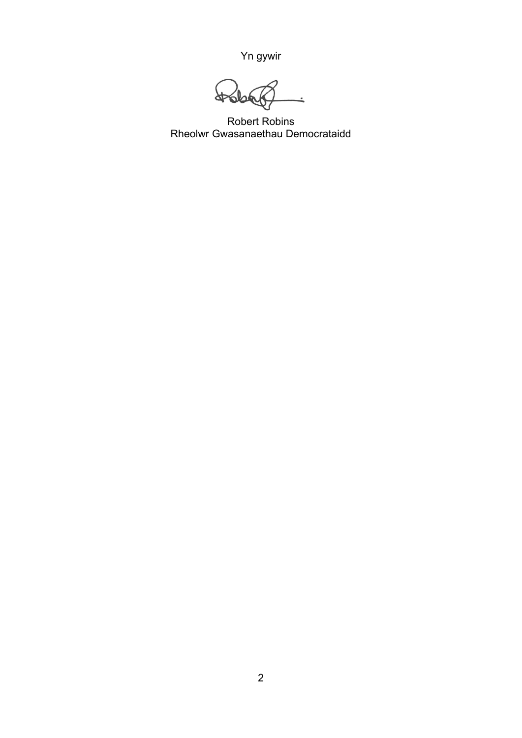Yn gywir

Robert Robins
Rheolwr Gwasanaethau Democrataidd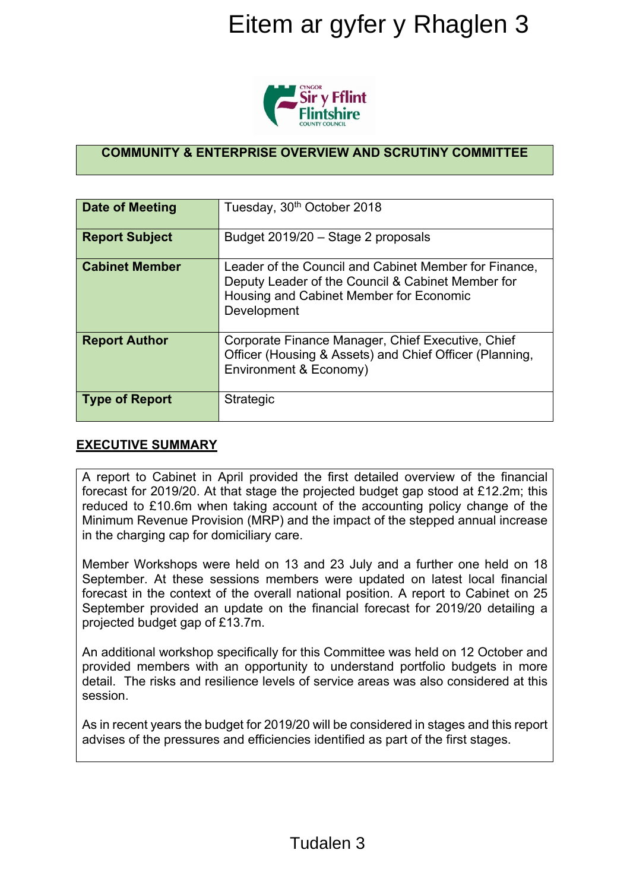# Eitem ar gyfer y Rhaglen 3

**COMMUNITY & ENTERPRISE OVERVIEW AND SCRUTINY COMMITTEE**

| | |
|---|---|
| **Date of Meeting** | Tuesday, 30th October 2018 |
| **Report Subject** | Budget 2019/20 – Stage 2 proposals |
| **Cabinet Member** | Leader of the Council and Cabinet Member for Finance, Deputy Leader of the Council & Cabinet Member for Housing and Cabinet Member for Economic Development |
| **Report Author** | Corporate Finance Manager, Chief Executive, Chief Officer (Housing & Assets) and Chief Officer (Planning, Environment & Economy) |
| **Type of Report** | Strategic |

## EXECUTIVE SUMMARY

A report to Cabinet in April provided the first detailed overview of the financial forecast for 2019/20. At that stage the projected budget gap stood at £12.2m; this reduced to £10.6m when taking account of the accounting policy change of the Minimum Revenue Provision (MRP) and the impact of the stepped annual increase in the charging cap for domiciliary care.

Member Workshops were held on 13 and 23 July and a further one held on 18 September. At these sessions members were updated on latest local financial forecast in the context of the overall national position. A report to Cabinet on 25 September provided an update on the financial forecast for 2019/20 detailing a projected budget gap of £13.7m.

An additional workshop specifically for this Committee was held on 12 October and provided members with an opportunity to understand portfolio budgets in more detail. The risks and resilience levels of service areas was also considered at this session.

As in recent years the budget for 2019/20 will be considered in stages and this report advises of the pressures and efficiencies identified as part of the first stages.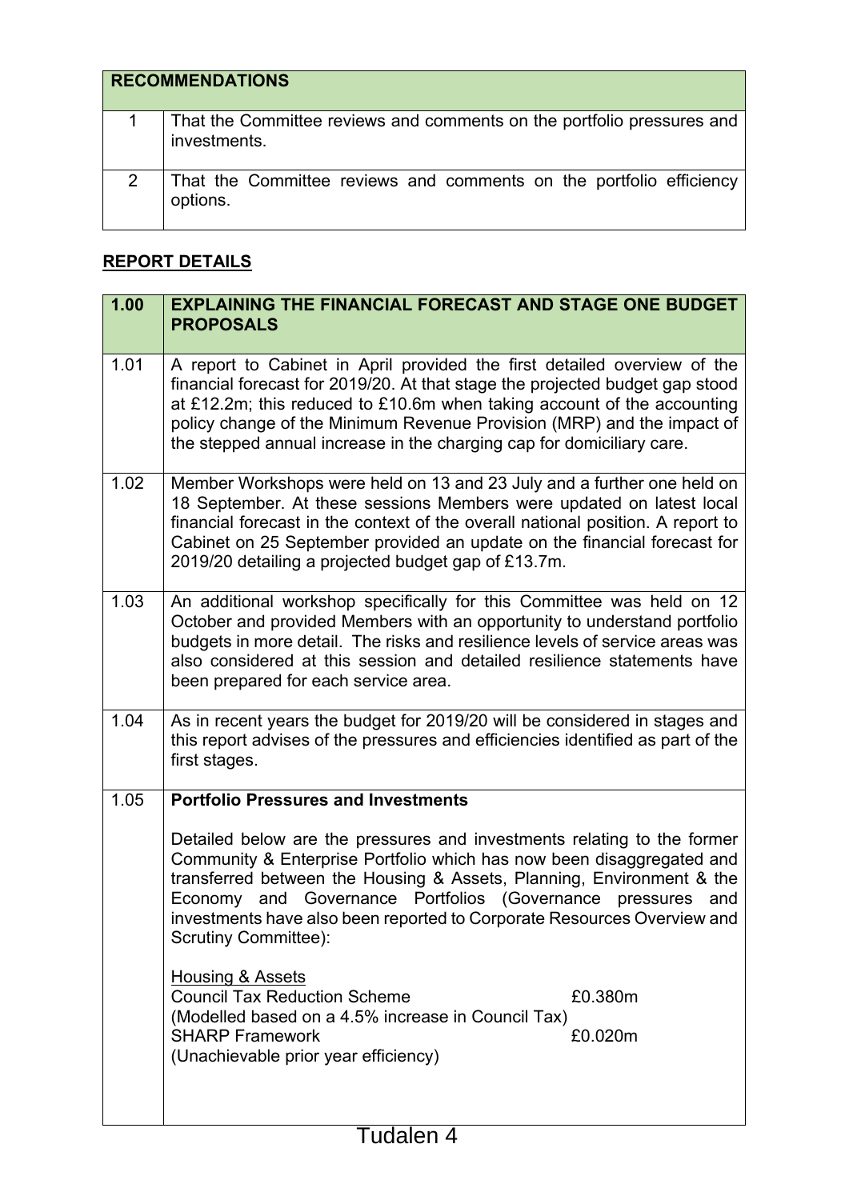| RECOMMENDATIONS | |
|---|---|
| 1 | That the Committee reviews and comments on the portfolio pressures and investments. |
| 2 | That the Committee reviews and comments on the portfolio efficiency options. |

## REPORT DETAILS

| 1.00 | EXPLAINING THE FINANCIAL FORECAST AND STAGE ONE BUDGET PROPOSALS |
|---|---|
| 1.01 | A report to Cabinet in April provided the first detailed overview of the financial forecast for 2019/20. At that stage the projected budget gap stood at £12.2m; this reduced to £10.6m when taking account of the accounting policy change of the Minimum Revenue Provision (MRP) and the impact of the stepped annual increase in the charging cap for domiciliary care. |
| 1.02 | Member Workshops were held on 13 and 23 July and a further one held on 18 September. At these sessions Members were updated on latest local financial forecast in the context of the overall national position. A report to Cabinet on 25 September provided an update on the financial forecast for 2019/20 detailing a projected budget gap of £13.7m. |
| 1.03 | An additional workshop specifically for this Committee was held on 12 October and provided Members with an opportunity to understand portfolio budgets in more detail. The risks and resilience levels of service areas was also considered at this session and detailed resilience statements have been prepared for each service area. |
| 1.04 | As in recent years the budget for 2019/20 will be considered in stages and this report advises of the pressures and efficiencies identified as part of the first stages. |
| 1.05 | **Portfolio Pressures and Investments**<br><br>Detailed below are the pressures and investments relating to the former Community & Enterprise Portfolio which has now been disaggregated and transferred between the Housing & Assets, Planning, Environment & the Economy and Governance Portfolios (Governance pressures and investments have also been reported to Corporate Resources Overview and Scrutiny Committee):<br><br><u>Housing & Assets</u><br>Council Tax Reduction Scheme £0.380m<br>(Modelled based on a 4.5% increase in Council Tax)<br>SHARP Framework £0.020m<br>(Unachievable prior year efficiency) |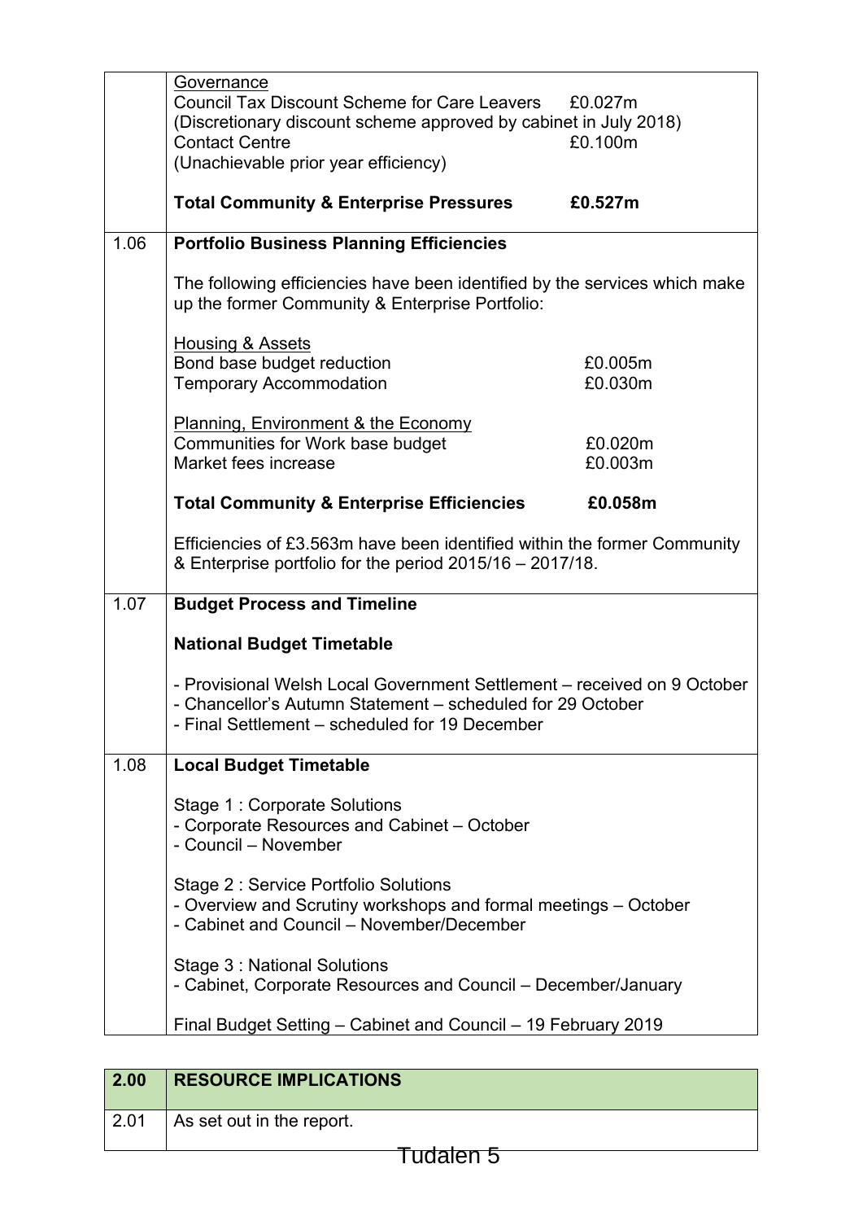| | |
|---|---|
| | <u>Governance</u><br>Council Tax Discount Scheme for Care Leavers £0.027m<br>(Discretionary discount scheme approved by cabinet in July 2018)<br>Contact Centre £0.100m<br>(Unachievable prior year efficiency)<br><br>**Total Community & Enterprise Pressures £0.527m** |
| 1.06 | **Portfolio Business Planning Efficiencies**<br><br>The following efficiencies have been identified by the services which make up the former Community & Enterprise Portfolio:<br><br><u>Housing & Assets</u><br>Bond base budget reduction £0.005m<br>Temporary Accommodation £0.030m<br><br><u>Planning, Environment & the Economy</u><br>Communities for Work base budget £0.020m<br>Market fees increase £0.003m<br><br>**Total Community & Enterprise Efficiencies £0.058m**<br><br>Efficiencies of £3.563m have been identified within the former Community & Enterprise portfolio for the period 2015/16 – 2017/18. |
| 1.07 | **Budget Process and Timeline**<br><br>**National Budget Timetable**<br><br>- Provisional Welsh Local Government Settlement – received on 9 October<br>- Chancellor's Autumn Statement – scheduled for 29 October<br>- Final Settlement – scheduled for 19 December |
| 1.08 | **Local Budget Timetable**<br><br>Stage 1 : Corporate Solutions<br>- Corporate Resources and Cabinet – October<br>- Council – November<br><br>Stage 2 : Service Portfolio Solutions<br>- Overview and Scrutiny workshops and formal meetings – October<br>- Cabinet and Council – November/December<br><br>Stage 3 : National Solutions<br>- Cabinet, Corporate Resources and Council – December/January<br><br>Final Budget Setting – Cabinet and Council – 19 February 2019 |

| 2.00 | RESOURCE IMPLICATIONS |
|---|---|
| 2.01 | As set out in the report. |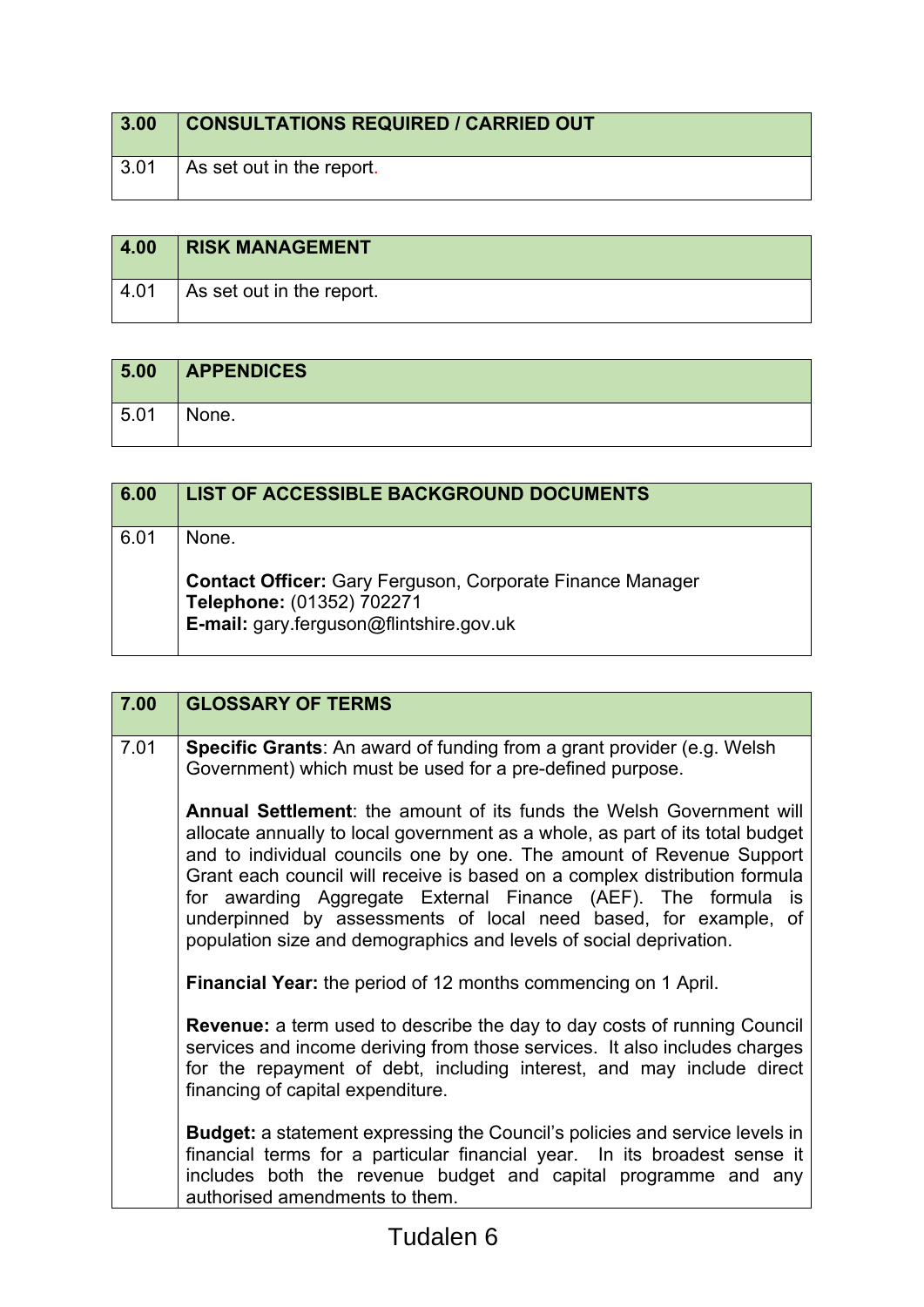| 3.00 | CONSULTATIONS REQUIRED / CARRIED OUT |
|---|---|
| 3.01 | As set out in the report. |

| 4.00 | RISK MANAGEMENT |
|---|---|
| 4.01 | As set out in the report. |

| 5.00 | APPENDICES |
|---|---|
| 5.01 | None. |

| 6.00 | LIST OF ACCESSIBLE BACKGROUND DOCUMENTS |
|---|---|
| 6.01 | None.<br><br>**Contact Officer:** Gary Ferguson, Corporate Finance Manager<br>**Telephone:** (01352) 702271<br>**E-mail:** gary.ferguson@flintshire.gov.uk |

| 7.00 | GLOSSARY OF TERMS |
|---|---|
| 7.01 | **Specific Grants**: An award of funding from a grant provider (e.g. Welsh Government) which must be used for a pre-defined purpose.<br><br>**Annual Settlement**: the amount of its funds the Welsh Government will allocate annually to local government as a whole, as part of its total budget and to individual councils one by one. The amount of Revenue Support Grant each council will receive is based on a complex distribution formula for awarding Aggregate External Finance (AEF). The formula is underpinned by assessments of local need based, for example, of population size and demographics and levels of social deprivation.<br><br>**Financial Year:** the period of 12 months commencing on 1 April.<br><br>**Revenue:** a term used to describe the day to day costs of running Council services and income deriving from those services. It also includes charges for the repayment of debt, including interest, and may include direct financing of capital expenditure.<br><br>**Budget:** a statement expressing the Council's policies and service levels in financial terms for a particular financial year. In its broadest sense it includes both the revenue budget and capital programme and any authorised amendments to them. |